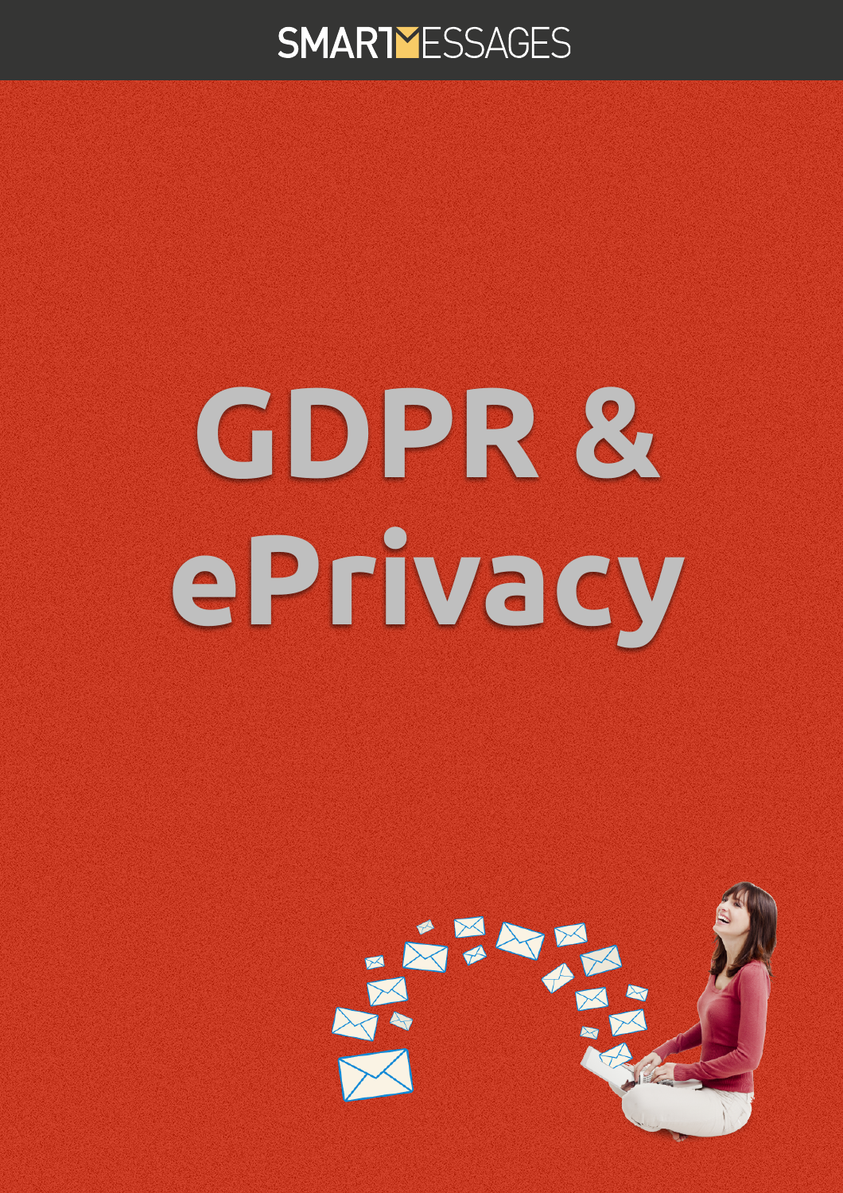SMARTMESSAGES

# GDPR & ePrivacy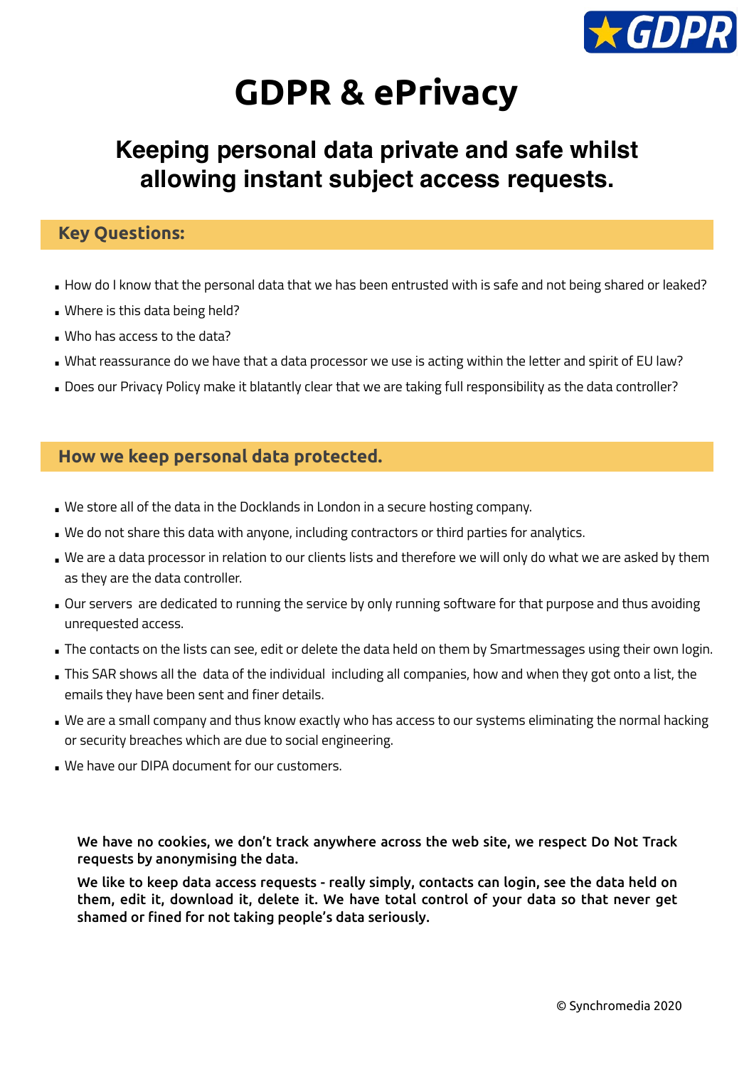# GDPR & ePrivacy

## Keeping personal data private and safe whilst allowing instant subject access requests.

### Key Questions:

- How do I know that the personal data that we has been entrusted with is safe and not being shared or leaked?
- Where is this data being held?
- Who has access to the data?
- What reassurance do we have that a data processor we use is acting within the letter and spirit of EU law?
- Does our Privacy Policy make it blatantly clear that we are taking full responsibility as the data controller?

### How we keep personal data protected.

- We store all of the data in the Docklands in London in a secure hosting company.
- We do not share this data with anyone, including contractors or third parties for analytics.
- We are a data processor in relation to our clients lists and therefore we will only do what we are asked by them as they are the data controller.
- Our servers are dedicated to running the service by only running software for that purpose and thus avoiding unrequested access.
- The contacts on the lists can see, edit or delete the data held on them by Smartmessages using their own login.
- This SAR shows all the data of the individual including all companies, how and when they got onto a list, the emails they have been sent and finer details.
- We are a small company and thus know exactly who has access to our systems eliminating the normal hacking or security breaches which are due to social engineering.
- We have our DIPA document for our customers.

**We have no cookies, we don't track anywhere across the web site, we respect Do Not Track requests by anonymising the data.**

**We like to keep data access requests - really simply, contacts can login, see the data held on them, edit it, download it, delete it. We have total control of your data so that never get shamed or fined for not taking people's data seriously.**

© Synchromedia 2020